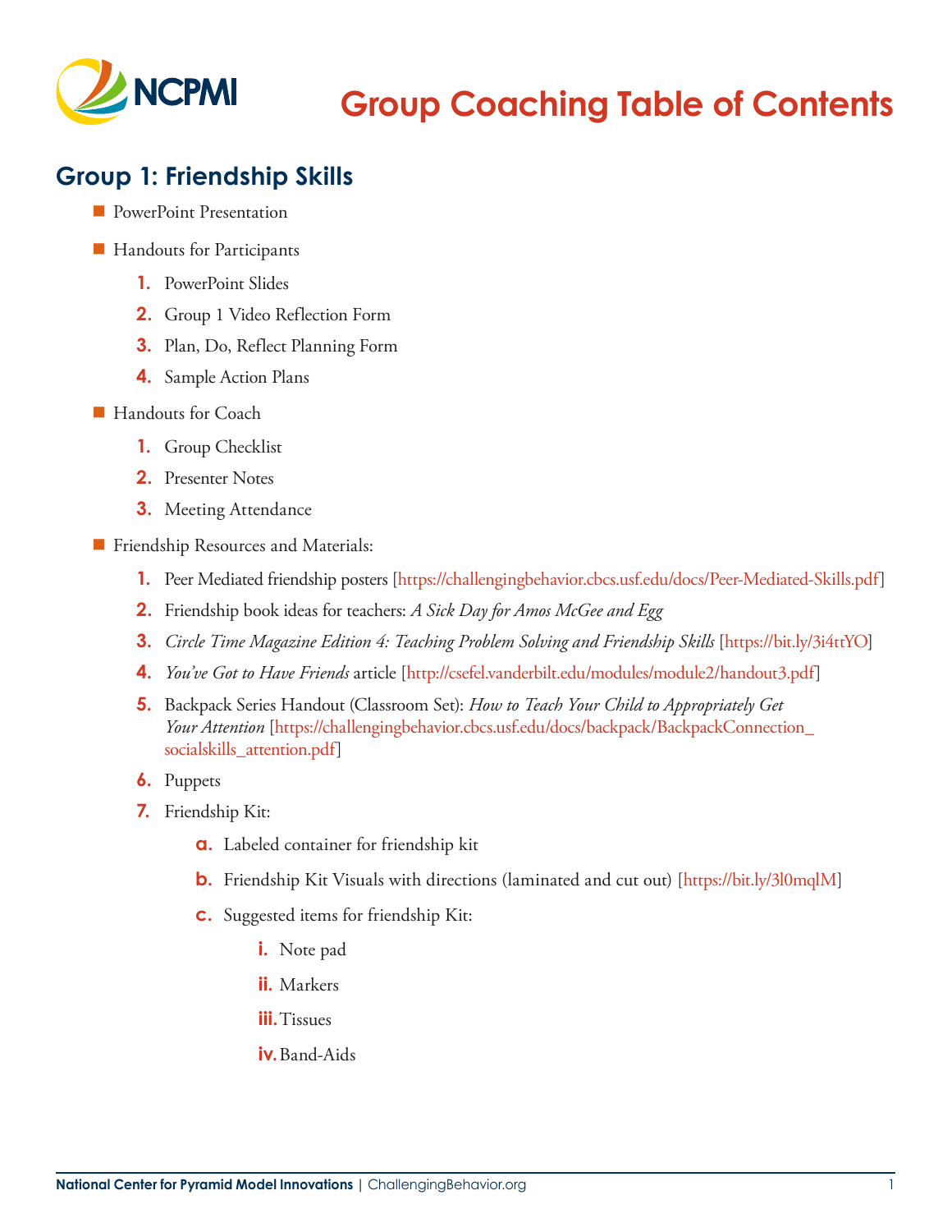# Group Coaching Table of Contents

## Group 1: Friendship Skills

- PowerPoint Presentation
- Handouts for Participants
  1. PowerPoint Slides
  2. Group 1 Video Reflection Form
  3. Plan, Do, Reflect Planning Form
  4. Sample Action Plans
- Handouts for Coach
  1. Group Checklist
  2. Presenter Notes
  3. Meeting Attendance
- Friendship Resources and Materials:
  1. Peer Mediated friendship posters [https://challengingbehavior.cbcs.usf.edu/docs/Peer-Mediated-Skills.pdf]
  2. Friendship book ideas for teachers: *A Sick Day for Amos McGee and Egg*
  3. *Circle Time Magazine Edition 4: Teaching Problem Solving and Friendship Skills* [https://bit.ly/3i4ttYO]
  4. *You've Got to Have Friends* article [http://csefel.vanderbilt.edu/modules/module2/handout3.pdf]
  5. Backpack Series Handout (Classroom Set): *How to Teach Your Child to Appropriately Get Your Attention* [https://challengingbehavior.cbcs.usf.edu/docs/backpack/BackpackConnection_socialskills_attention.pdf]
  6. Puppets
  7. Friendship Kit:
     a. Labeled container for friendship kit
     b. Friendship Kit Visuals with directions (laminated and cut out) [https://bit.ly/3l0mqlM]
     c. Suggested items for friendship Kit:
        i. Note pad
        ii. Markers
        iii. Tissues
        iv. Band-Aids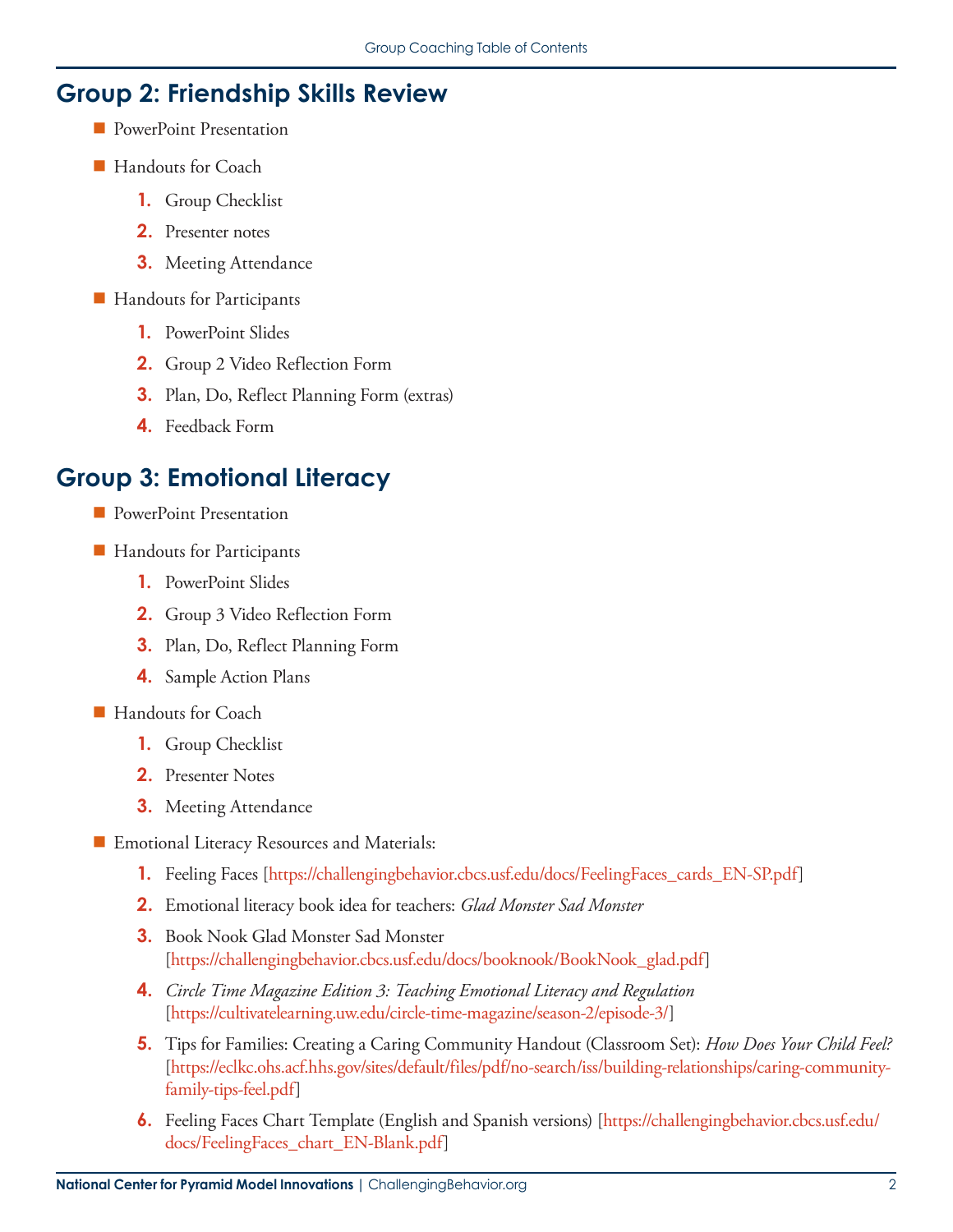## Group 2: Friendship Skills Review

- PowerPoint Presentation
- Handouts for Coach
  1. Group Checklist
  2. Presenter notes
  3. Meeting Attendance
- Handouts for Participants
  1. PowerPoint Slides
  2. Group 2 Video Reflection Form
  3. Plan, Do, Reflect Planning Form (extras)
  4. Feedback Form

## Group 3: Emotional Literacy

- PowerPoint Presentation
- Handouts for Participants
  1. PowerPoint Slides
  2. Group 3 Video Reflection Form
  3. Plan, Do, Reflect Planning Form
  4. Sample Action Plans
- Handouts for Coach
  1. Group Checklist
  2. Presenter Notes
  3. Meeting Attendance
- Emotional Literacy Resources and Materials:
  1. Feeling Faces [https://challengingbehavior.cbcs.usf.edu/docs/FeelingFaces_cards_EN-SP.pdf]
  2. Emotional literacy book idea for teachers: *Glad Monster Sad Monster*
  3. Book Nook Glad Monster Sad Monster [https://challengingbehavior.cbcs.usf.edu/docs/booknook/BookNook_glad.pdf]
  4. *Circle Time Magazine Edition 3: Teaching Emotional Literacy and Regulation* [https://cultivatelearning.uw.edu/circle-time-magazine/season-2/episode-3/]
  5. Tips for Families: Creating a Caring Community Handout (Classroom Set): *How Does Your Child Feel?* [https://eclkc.ohs.acf.hhs.gov/sites/default/files/pdf/no-search/iss/building-relationships/caring-community-family-tips-feel.pdf]
  6. Feeling Faces Chart Template (English and Spanish versions) [https://challengingbehavior.cbcs.usf.edu/docs/FeelingFaces_chart_EN-Blank.pdf]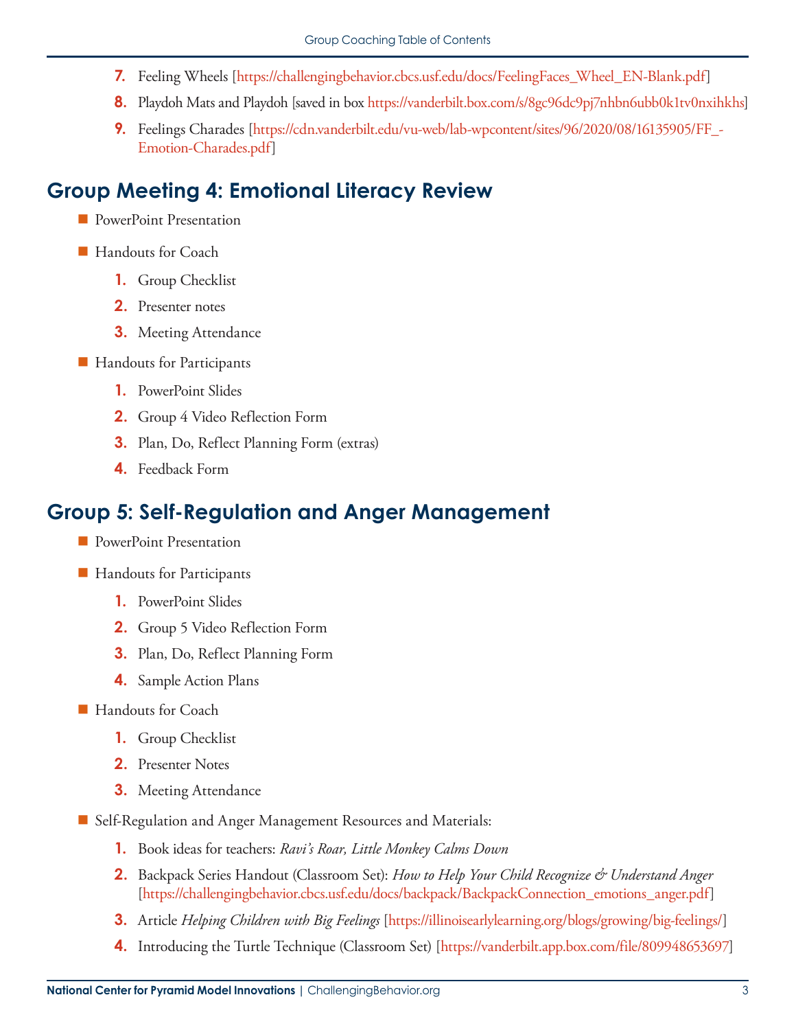7. Feeling Wheels [https://challengingbehavior.cbcs.usf.edu/docs/FeelingFaces_Wheel_EN-Blank.pdf]
8. Playdoh Mats and Playdoh [saved in box https://vanderbilt.box.com/s/8gc96dc9pj7nhbn6ubb0k1tv0nxihkhs]
9. Feelings Charades [https://cdn.vanderbilt.edu/vu-web/lab-wpcontent/sites/96/2020/08/16135905/FF_-Emotion-Charades.pdf]

## Group Meeting 4: Emotional Literacy Review

- PowerPoint Presentation
- Handouts for Coach
  1. Group Checklist
  2. Presenter notes
  3. Meeting Attendance
- Handouts for Participants
  1. PowerPoint Slides
  2. Group 4 Video Reflection Form
  3. Plan, Do, Reflect Planning Form (extras)
  4. Feedback Form

## Group 5: Self-Regulation and Anger Management

- PowerPoint Presentation
- Handouts for Participants
  1. PowerPoint Slides
  2. Group 5 Video Reflection Form
  3. Plan, Do, Reflect Planning Form
  4. Sample Action Plans
- Handouts for Coach
  1. Group Checklist
  2. Presenter Notes
  3. Meeting Attendance
- Self-Regulation and Anger Management Resources and Materials:
  1. Book ideas for teachers: *Ravi's Roar, Little Monkey Calms Down*
  2. Backpack Series Handout (Classroom Set): *How to Help Your Child Recognize & Understand Anger* [https://challengingbehavior.cbcs.usf.edu/docs/backpack/BackpackConnection_emotions_anger.pdf]
  3. Article *Helping Children with Big Feelings* [https://illinoisearlylearning.org/blogs/growing/big-feelings/]
  4. Introducing the Turtle Technique (Classroom Set) [https://vanderbilt.app.box.com/file/809948653697]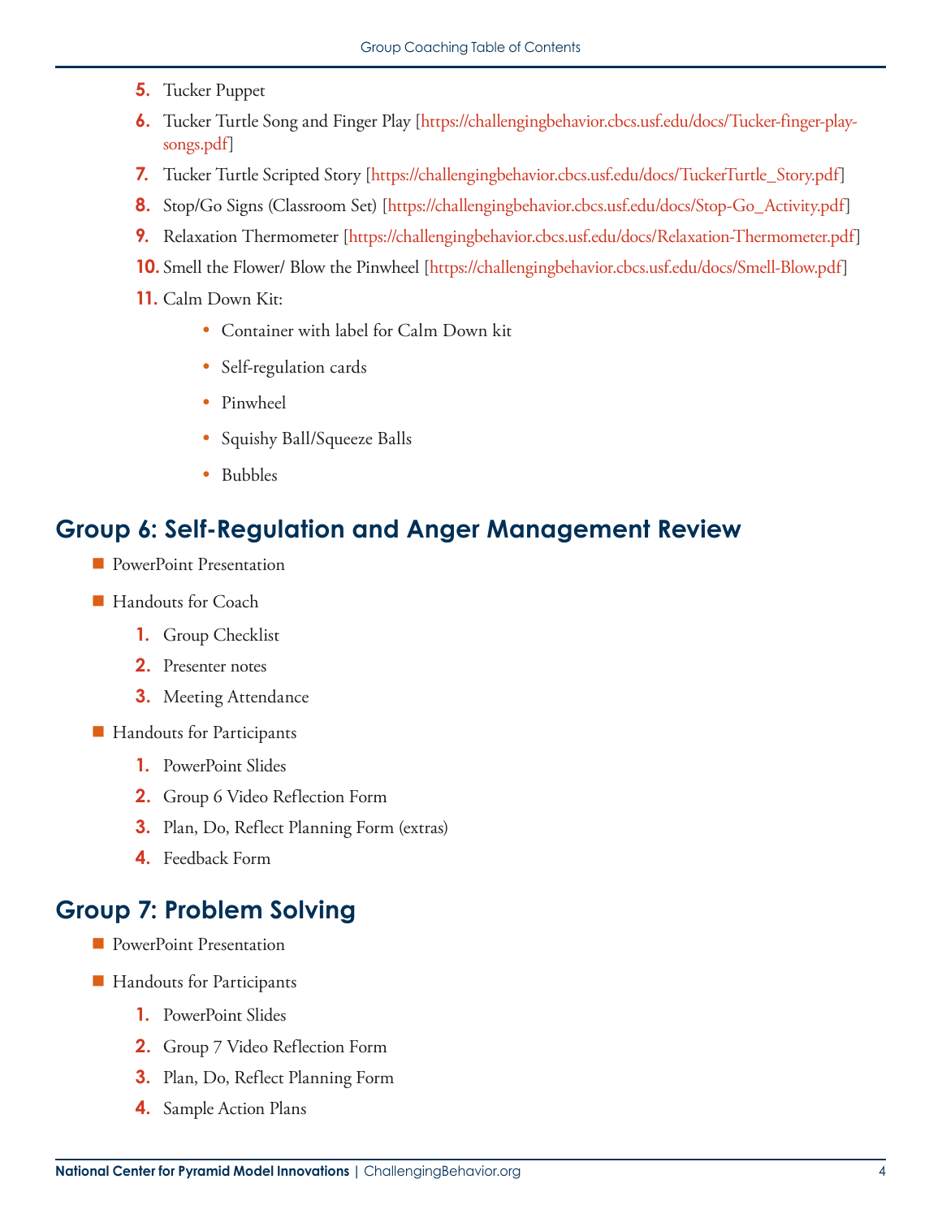5. Tucker Puppet
6. Tucker Turtle Song and Finger Play [https://challengingbehavior.cbcs.usf.edu/docs/Tucker-finger-play-songs.pdf]
7. Tucker Turtle Scripted Story [https://challengingbehavior.cbcs.usf.edu/docs/TuckerTurtle_Story.pdf]
8. Stop/Go Signs (Classroom Set) [https://challengingbehavior.cbcs.usf.edu/docs/Stop-Go_Activity.pdf]
9. Relaxation Thermometer [https://challengingbehavior.cbcs.usf.edu/docs/Relaxation-Thermometer.pdf]
10. Smell the Flower/ Blow the Pinwheel [https://challengingbehavior.cbcs.usf.edu/docs/Smell-Blow.pdf]
11. Calm Down Kit:
    - Container with label for Calm Down kit
    - Self-regulation cards
    - Pinwheel
    - Squishy Ball/Squeeze Balls
    - Bubbles

## Group 6: Self-Regulation and Anger Management Review

- PowerPoint Presentation
- Handouts for Coach
  1. Group Checklist
  2. Presenter notes
  3. Meeting Attendance
- Handouts for Participants
  1. PowerPoint Slides
  2. Group 6 Video Reflection Form
  3. Plan, Do, Reflect Planning Form (extras)
  4. Feedback Form

## Group 7: Problem Solving

- PowerPoint Presentation
- Handouts for Participants
  1. PowerPoint Slides
  2. Group 7 Video Reflection Form
  3. Plan, Do, Reflect Planning Form
  4. Sample Action Plans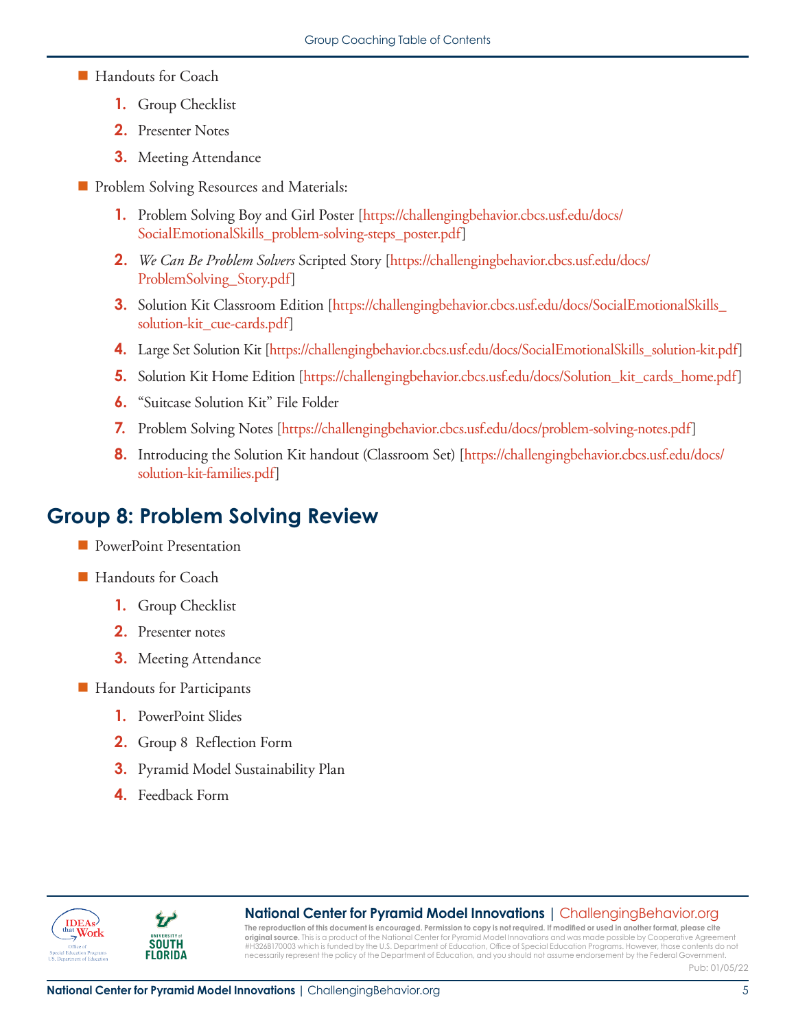- Handouts for Coach
    1. Group Checklist
    2. Presenter Notes
    3. Meeting Attendance
- Problem Solving Resources and Materials:
    1. Problem Solving Boy and Girl Poster [https://challengingbehavior.cbcs.usf.edu/docs/SocialEmotionalSkills_problem-solving-steps_poster.pdf]
    2. *We Can Be Problem Solvers* Scripted Story [https://challengingbehavior.cbcs.usf.edu/docs/ProblemSolving_Story.pdf]
    3. Solution Kit Classroom Edition [https://challengingbehavior.cbcs.usf.edu/docs/SocialEmotionalSkills_solution-kit_cue-cards.pdf]
    4. Large Set Solution Kit [https://challengingbehavior.cbcs.usf.edu/docs/SocialEmotionalSkills_solution-kit.pdf]
    5. Solution Kit Home Edition [https://challengingbehavior.cbcs.usf.edu/docs/Solution_kit_cards_home.pdf]
    6. "Suitcase Solution Kit" File Folder
    7. Problem Solving Notes [https://challengingbehavior.cbcs.usf.edu/docs/problem-solving-notes.pdf]
    8. Introducing the Solution Kit handout (Classroom Set) [https://challengingbehavior.cbcs.usf.edu/docs/solution-kit-families.pdf]

## Group 8: Problem Solving Review

- PowerPoint Presentation
- Handouts for Coach
    1. Group Checklist
    2. Presenter notes
    3. Meeting Attendance
- Handouts for Participants
    1. PowerPoint Slides
    2. Group 8 Reflection Form
    3. Pyramid Model Sustainability Plan
    4. Feedback Form

**National Center for Pyramid Model Innovations** | ChallengingBehavior.org

**The reproduction of this document is encouraged. Permission to copy is not required. If modified or used in another format, please cite original source.** This is a product of the National Center for Pyramid Model Innovations and was made possible by Cooperative Agreement #H326B170003 which is funded by the U.S. Department of Education, Office of Special Education Programs. However, those contents do not necessarily represent the policy of the Department of Education, and you should not assume endorsement by the Federal Government.

Pub: 01/05/22